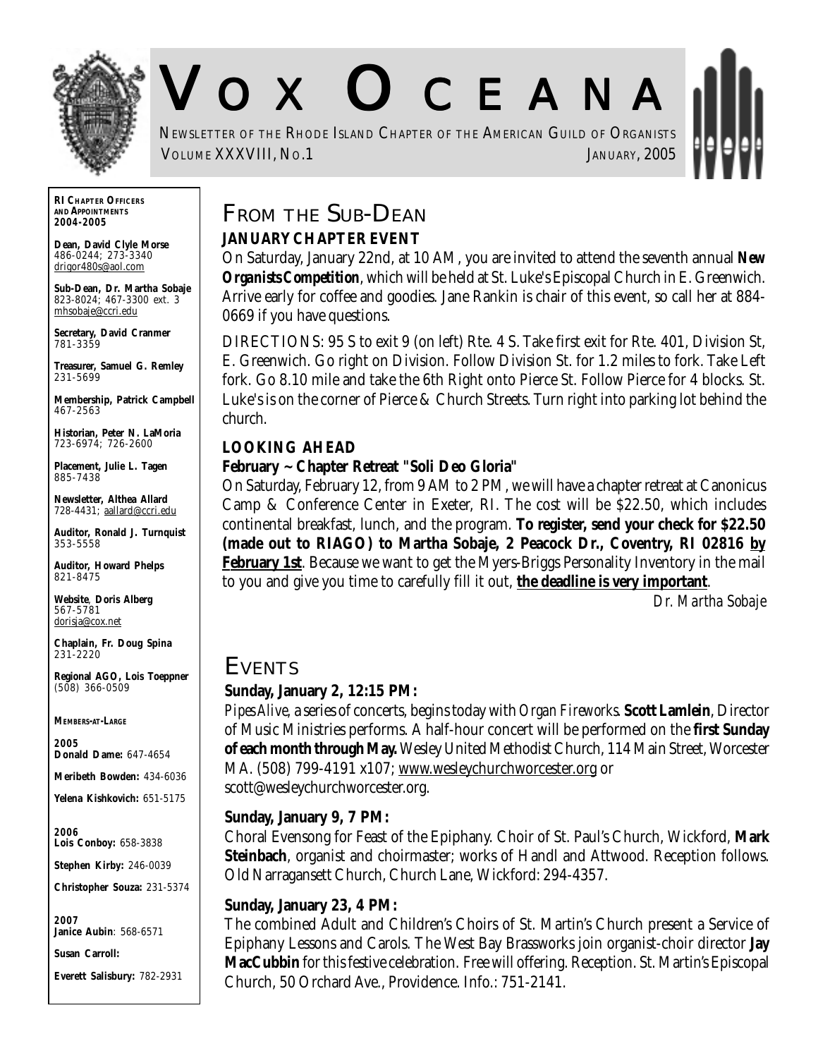# VOX OCEANA

NEWSLETTER OF THE RHODE ISLAND CHAPTER OF THE AMERICAN GUILD OF ORGANISTS

VOLUME XXXVIII, NO.1 JANUARY, 2005

**RI CHAPTER OFFICERS AND APPOINTMENTS 2004-2005**

**Dean, David Clyle Morse**
486-0244; 273-3340
drigor480s@aol.com

**Sub-Dean, Dr. Martha Sobaje**
823-8024; 467-3300 ext. 3
mhsobaje@ccri.edu

**Secretary, David Cranmer**
781-3359

**Treasurer, Samuel G. Remley**
231-5699

**Membership, Patrick Campbell**
467-2563

**Historian, Peter N. LaMoria**
723-6974; 726-2600

**Placement, Julie L. Tagen**
885-7438

**Newsletter, Althea Allard**
728-4431; aallard@ccri.edu

**Auditor, Ronald J. Turnquist**
353-5558

**Auditor, Howard Phelps**
821-8475

**Website, Doris Alberg**
567-5781
dorisja@cox.net

**Chaplain, Fr. Doug Spina**
231-2220

**Regional AGO, Lois Toeppner**
(508) 366-0509

**MEMBERS-AT-LARGE**

**2005**
**Donald Dame:** 647-4654

**Meribeth Bowden:** 434-6036

**Yelena Kishkovich:** 651-5175

**2006**
**Lois Conboy:** 658-3838

**Stephen Kirby:** 246-0039

**Christopher Souza:** 231-5374

**2007**
**Janice Aubin**: 568-6571

**Susan Carroll:**

**Everett Salisbury:** 782-2931

## FROM THE SUB-DEAN

### JANUARY CHAPTER EVENT

On Saturday, January 22nd, at 10 AM, you are invited to attend the seventh annual **New Organists Competition**, which will be held at St. Luke's Episcopal Church in E. Greenwich. Arrive early for coffee and goodies. Jane Rankin is chair of this event, so call her at 884-0669 if you have questions.

DIRECTIONS: 95 S to exit 9 (on left) Rte. 4 S. Take first exit for Rte. 401, Division St, E. Greenwich. Go right on Division. Follow Division St. for 1.2 miles to fork. Take Left fork. Go 8.10 mile and take the 6th Right onto Pierce St. Follow Pierce for 4 blocks. St. Luke's is on the corner of Pierce & Church Streets. Turn right into parking lot behind the church.

### LOOKING AHEAD

**February ~ Chapter Retreat "Soli Deo Gloria"**

On Saturday, February 12, from 9 AM to 2 PM, we will have a chapter retreat at Canonicus Camp & Conference Center in Exeter, RI. The cost will be $22.50, which includes continental breakfast, lunch, and the program. **To register, send your check for $22.50 (made out to RIAGO) to Martha Sobaje, 2 Peacock Dr., Coventry, RI 02816 <u>by February 1st</u>**. Because we want to get the Myers-Briggs Personality Inventory in the mail to you and give you time to carefully fill it out, **<u>the deadline is very important</u>**.

*Dr. Martha Sobaje*

## EVENTS

**Sunday, January 2, 12:15 PM:**

*Pipes Alive*, a series of concerts, begins today with *Organ Fireworks*. **Scott Lamlein**, Director of Music Ministries performs. A half-hour concert will be performed on the **first Sunday of each month through May.** Wesley United Methodist Church, 114 Main Street, Worcester MA. (508) 799-4191 x107; www.wesleychurchworcester.org or scott@wesleychurchworcester.org.

**Sunday, January 9, 7 PM:**

Choral Evensong for Feast of the Epiphany. Choir of St. Paul's Church, Wickford, **Mark Steinbach**, organist and choirmaster; works of Handl and Attwood. Reception follows. Old Narragansett Church, Church Lane, Wickford: 294-4357.

**Sunday, January 23, 4 PM:**

The combined Adult and Children's Choirs of St. Martin's Church present a Service of Epiphany Lessons and Carols. The West Bay Brassworks join organist-choir director **Jay MacCubbin** for this festive celebration. Free will offering. Reception. St. Martin's Episcopal Church, 50 Orchard Ave., Providence. Info.: 751-2141.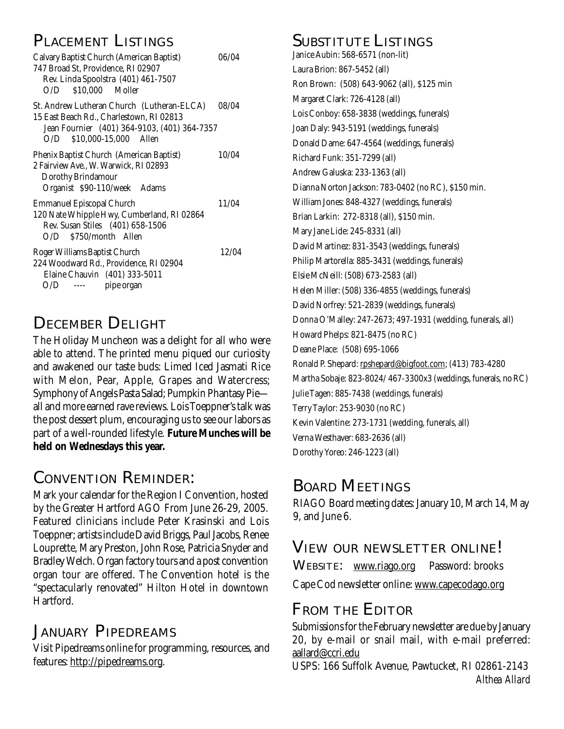## Placement Listings

Calvary Baptist Church (American Baptist) 06/04
747 Broad St, Providence, RI 02907
Rev. Linda Spoolstra (401) 461-7507
O/D $10,000 Moller

St. Andrew Lutheran Church (Lutheran-ELCA) 08/04
15 East Beach Rd., Charlestown, RI 02813
Jean Fournier (401) 364-9103, (401) 364-7357
O/D $10,000-15,000 Allen

Phenix Baptist Church (American Baptist) 10/04
2 Fairview Ave., W. Warwick, RI 02893
Dorothy Brindamour
Organist $90-110/week Adams

Emmanuel Episcopal Church 11/04
120 Nate Whipple Hwy, Cumberland, RI 02864
Rev. Susan Stiles (401) 658-1506
O/D $750/month Allen

Roger Williams Baptist Church 12/04
224 Woodward Rd., Providence, RI 02904
Elaine Chauvin (401) 333-5011
O/D ---- pipe organ

## December Delight

The Holiday Muncheon was a delight for all who were able to attend. The printed menu piqued our curiosity and awakened our taste buds: Limed Iced Jasmati Rice with Melon, Pear, Apple, Grapes and Watercress; Symphony of Angels Pasta Salad; Pumpkin Phantasy Pie—all and more earned rave reviews. Lois Toeppner's talk was the post dessert plum, encouraging us to see our labors as part of a well-rounded lifestyle. **Future Munches will be held on Wednesdays this year.**

## Convention Reminder:

Mark your calendar for the Region I Convention, hosted by the Greater Hartford AGO From June 26-29, 2005. Featured clinicians include Peter Krasinski and Lois Toeppner; artists include David Briggs, Paul Jacobs, Renee Louprette, Mary Preston, John Rose, Patricia Snyder and Bradley Welch. Organ factory tours and a post convention organ tour are offered. The Convention hotel is the "spectacularly renovated" Hilton Hotel in downtown Hartford.

## January Pipedreams

Visit Pipedreams online for programming, resources, and features: http://pipedreams.org.

## Substitute Listings

Janice Aubin: 568-6571 (non-lit)
Laura Brion: 867-5452 (all)
Ron Brown: (508) 643-9062 (all), $125 min
Margaret Clark: 726-4128 (all)
Lois Conboy: 658-3838 (weddings, funerals)
Joan Daly: 943-5191 (weddings, funerals)
Donald Dame: 647-4564 (weddings, funerals)
Richard Funk: 351-7299 (all)
Andrew Galuska: 233-1363 (all)
Dianna Norton Jackson: 783-0402 (no RC), $150 min.
William Jones: 848-4327 (weddings, funerals)
Brian Larkin: 272-8318 (all), $150 min.
Mary Jane Lide: 245-8331 (all)
David Martinez: 831-3543 (weddings, funerals)
Philip Martorella: 885-3431 (weddings, funerals)
Elsie McNeill: (508) 673-2583 (all)
Helen Miller: (508) 336-4855 (weddings, funerals)
David Norfrey: 521-2839 (weddings, funerals)
Donna O'Malley: 247-2673; 497-1931 (wedding, funerals, all)
Howard Phelps: 821-8475 (no RC)
Deane Place: (508) 695-1066
Ronald P. Shepard: rpshepard@bigfoot.com; (413) 783-4280
Martha Sobaje: 823-8024/ 467-3300x3 (weddings, funerals, no RC)
Julie Tagen: 885-7438 (weddings, funerals)
Terry Taylor: 253-9030 (no RC)
Kevin Valentine: 273-1731 (wedding, funerals, all)
Verna Westhaver: 683-2636 (all)
Dorothy Yoreo: 246-1223 (all)

## Board Meetings

RIAGO Board meeting dates: January 10, March 14, May 9, and June 6.

## View our newsletter online!

Website: www.riago.org Password: brooks

Cape Cod newsletter online: www.capecodago.org

## From the Editor

Submissions for the February newsletter are due by January 20, by e-mail or snail mail, with e-mail preferred: aallard@ccri.edu

USPS: 166 Suffolk Avenue, Pawtucket, RI 02861-2143

*Althea Allard*